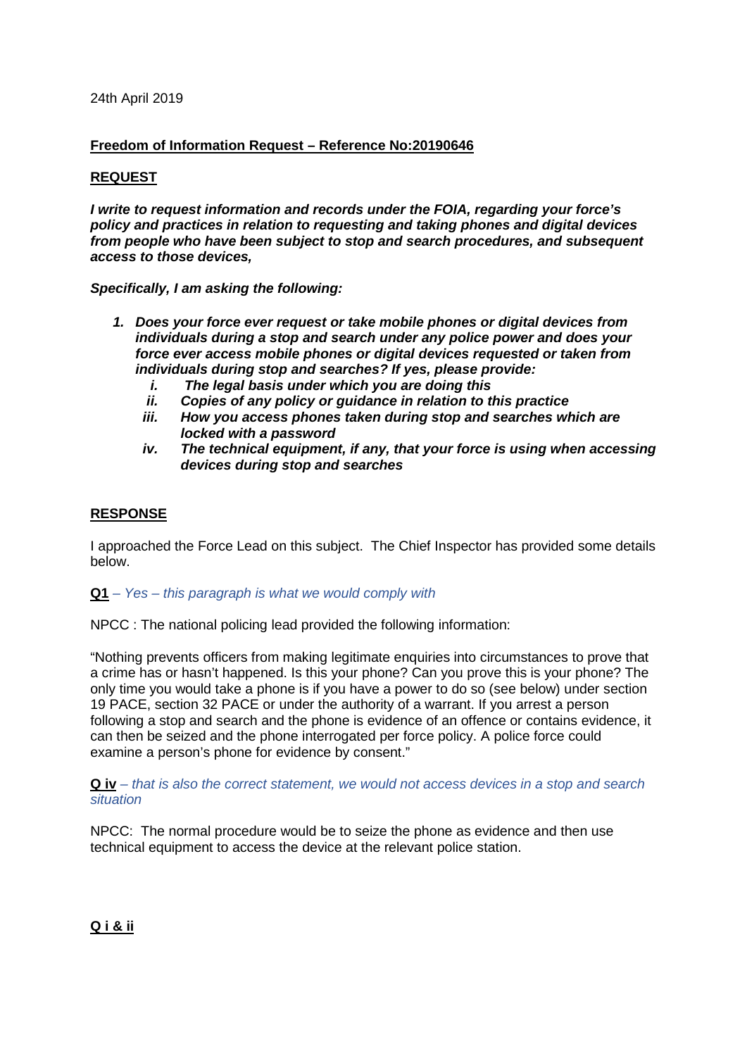24th April 2019

**Freedom of Information Request – Reference No:20190646**

**REQUEST**

***I write to request information and records under the FOIA, regarding your force's policy and practices in relation to requesting and taking phones and digital devices from people who have been subject to stop and search procedures, and subsequent access to those devices,***

***Specifically, I am asking the following:***

1. ***Does your force ever request or take mobile phones or digital devices from individuals during a stop and search under any police power and does your force ever access mobile phones or digital devices requested or taken from individuals during stop and searches? If yes, please provide:***
   i. ***The legal basis under which you are doing this***
   ii. ***Copies of any policy or guidance in relation to this practice***
   iii. ***How you access phones taken during stop and searches which are locked with a password***
   iv. ***The technical equipment, if any, that your force is using when accessing devices during stop and searches***

**RESPONSE**

I approached the Force Lead on this subject. The Chief Inspector has provided some details below.

**Q1** – *Yes – this paragraph is what we would comply with*

NPCC : The national policing lead provided the following information:

"Nothing prevents officers from making legitimate enquiries into circumstances to prove that a crime has or hasn't happened. Is this your phone? Can you prove this is your phone? The only time you would take a phone is if you have a power to do so (see below) under section 19 PACE, section 32 PACE or under the authority of a warrant. If you arrest a person following a stop and search and the phone is evidence of an offence or contains evidence, it can then be seized and the phone interrogated per force policy. A police force could examine a person's phone for evidence by consent."

**Q iv** – *that is also the correct statement, we would not access devices in a stop and search situation*

NPCC: The normal procedure would be to seize the phone as evidence and then use technical equipment to access the device at the relevant police station.

**Q i & ii**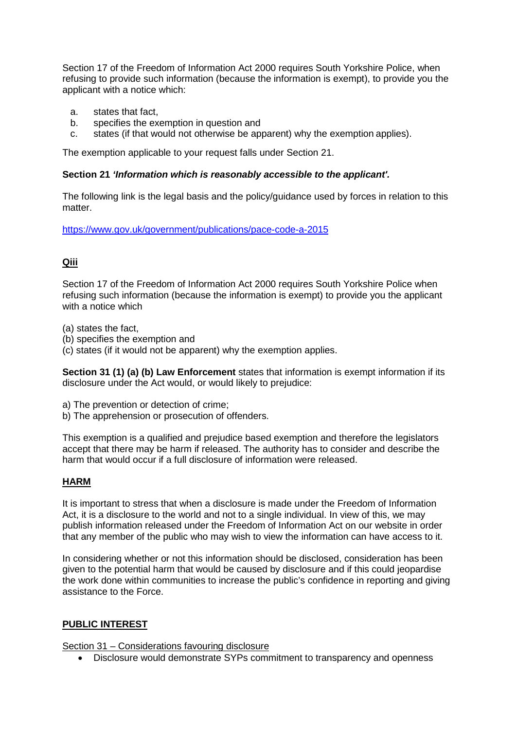Section 17 of the Freedom of Information Act 2000 requires South Yorkshire Police, when refusing to provide such information (because the information is exempt), to provide you the applicant with a notice which:

a. states that fact,
b. specifies the exemption in question and
c. states (if that would not otherwise be apparent) why the exemption applies).

The exemption applicable to your request falls under Section 21.

**Section 21 *'Information which is reasonably accessible to the applicant'.***

The following link is the legal basis and the policy/guidance used by forces in relation to this matter.

https://www.gov.uk/government/publications/pace-code-a-2015

**Qiii**

Section 17 of the Freedom of Information Act 2000 requires South Yorkshire Police when refusing such information (because the information is exempt) to provide you the applicant with a notice which

(a) states the fact,
(b) specifies the exemption and
(c) states (if it would not be apparent) why the exemption applies.

**Section 31 (1) (a) (b) Law Enforcement** states that information is exempt information if its disclosure under the Act would, or would likely to prejudice:

a) The prevention or detection of crime;
b) The apprehension or prosecution of offenders.

This exemption is a qualified and prejudice based exemption and therefore the legislators accept that there may be harm if released. The authority has to consider and describe the harm that would occur if a full disclosure of information were released.

**HARM**

It is important to stress that when a disclosure is made under the Freedom of Information Act, it is a disclosure to the world and not to a single individual. In view of this, we may publish information released under the Freedom of Information Act on our website in order that any member of the public who may wish to view the information can have access to it.

In considering whether or not this information should be disclosed, consideration has been given to the potential harm that would be caused by disclosure and if this could jeopardise the work done within communities to increase the public's confidence in reporting and giving assistance to the Force.

**PUBLIC INTEREST**

Section 31 – Considerations favouring disclosure

- Disclosure would demonstrate SYPs commitment to transparency and openness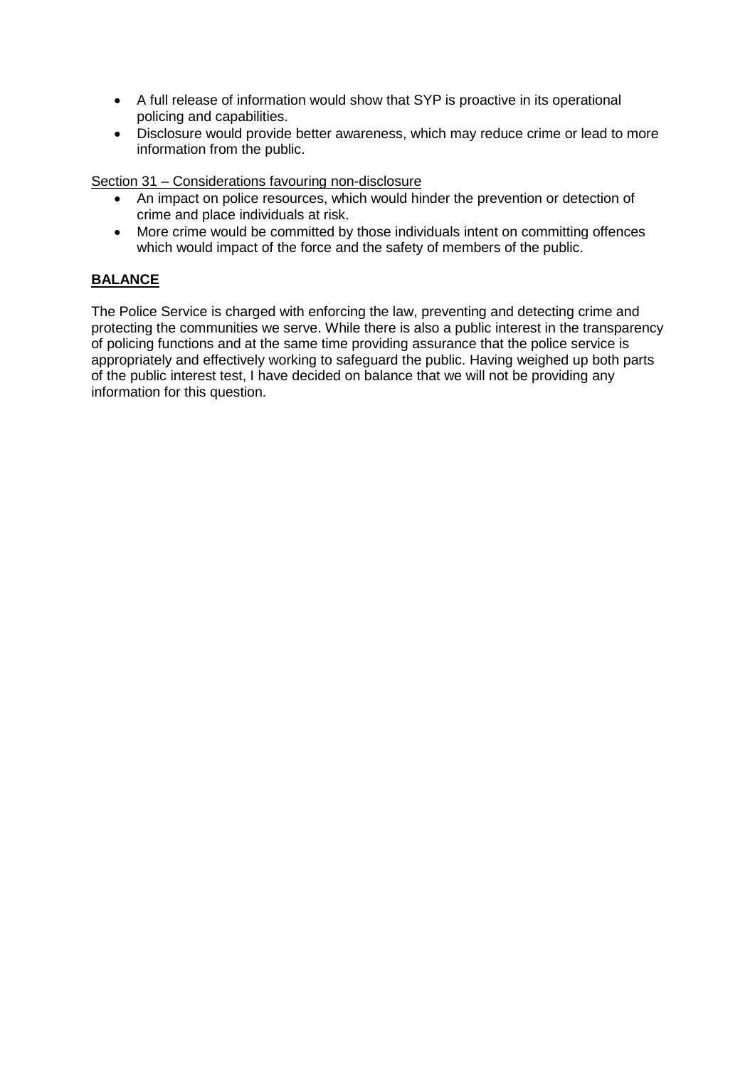- A full release of information would show that SYP is proactive in its operational policing and capabilities.
- Disclosure would provide better awareness, which may reduce crime or lead to more information from the public.

Section 31 – Considerations favouring non-disclosure

- An impact on police resources, which would hinder the prevention or detection of crime and place individuals at risk.
- More crime would be committed by those individuals intent on committing offences which would impact of the force and the safety of members of the public.

**BALANCE**

The Police Service is charged with enforcing the law, preventing and detecting crime and protecting the communities we serve. While there is also a public interest in the transparency of policing functions and at the same time providing assurance that the police service is appropriately and effectively working to safeguard the public. Having weighed up both parts of the public interest test, I have decided on balance that we will not be providing any information for this question.